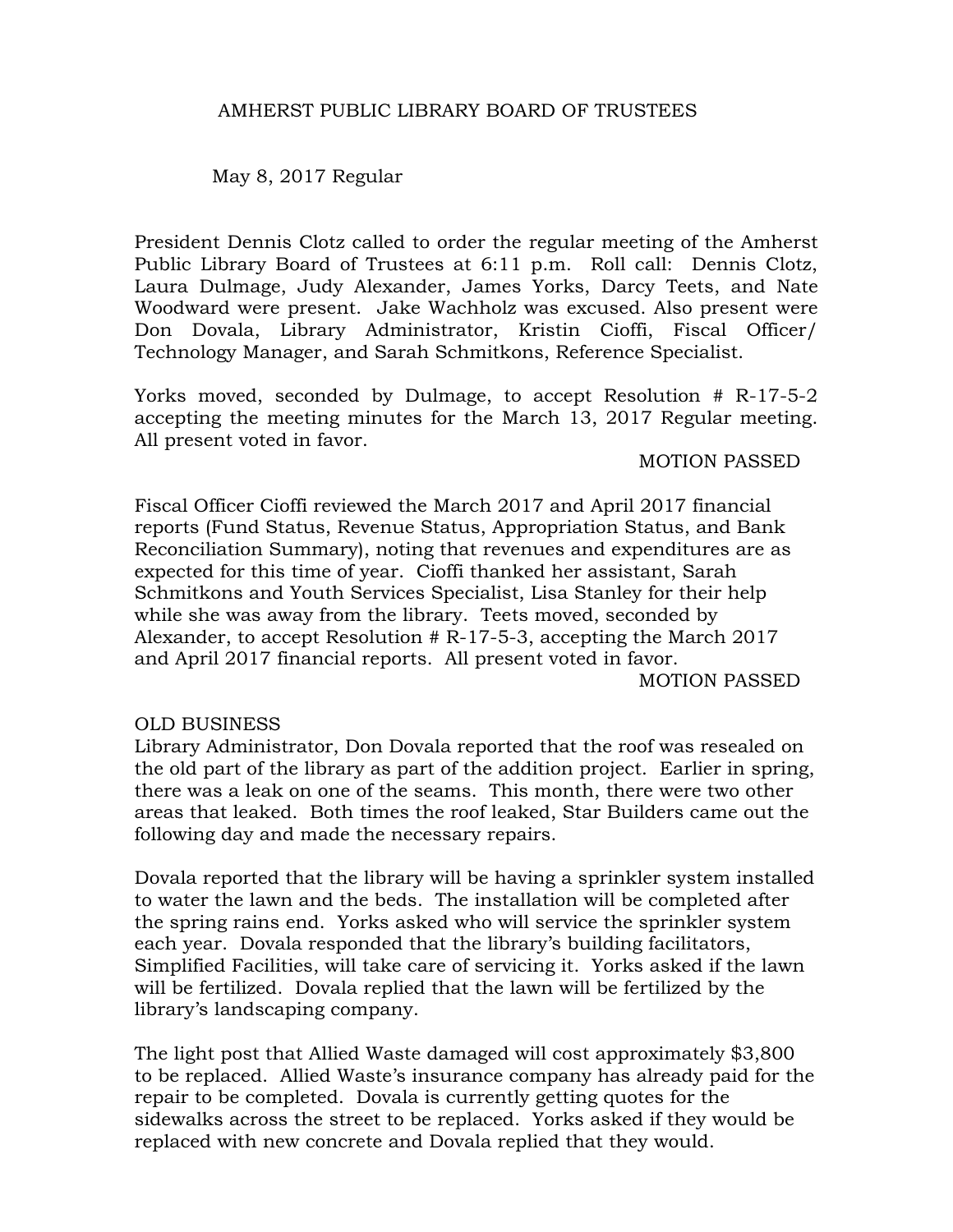# AMHERST PUBLIC LIBRARY BOARD OF TRUSTEES

May 8, 2017 Regular

President Dennis Clotz called to order the regular meeting of the Amherst Public Library Board of Trustees at 6:11 p.m. Roll call: Dennis Clotz, Laura Dulmage, Judy Alexander, James Yorks, Darcy Teets, and Nate Woodward were present. Jake Wachholz was excused. Also present were Don Dovala, Library Administrator, Kristin Cioffi, Fiscal Officer/ Technology Manager, and Sarah Schmitkons, Reference Specialist.

Yorks moved, seconded by Dulmage, to accept Resolution # R-17-5-2 accepting the meeting minutes for the March 13, 2017 Regular meeting. All present voted in favor.

MOTION PASSED

Fiscal Officer Cioffi reviewed the March 2017 and April 2017 financial reports (Fund Status, Revenue Status, Appropriation Status, and Bank Reconciliation Summary), noting that revenues and expenditures are as expected for this time of year. Cioffi thanked her assistant, Sarah Schmitkons and Youth Services Specialist, Lisa Stanley for their help while she was away from the library. Teets moved, seconded by Alexander, to accept Resolution # R-17-5-3, accepting the March 2017 and April 2017 financial reports. All present voted in favor.

MOTION PASSED

OLD BUSINESS

Library Administrator, Don Dovala reported that the roof was resealed on the old part of the library as part of the addition project. Earlier in spring, there was a leak on one of the seams. This month, there were two other areas that leaked. Both times the roof leaked, Star Builders came out the following day and made the necessary repairs.

Dovala reported that the library will be having a sprinkler system installed to water the lawn and the beds. The installation will be completed after the spring rains end. Yorks asked who will service the sprinkler system each year. Dovala responded that the library's building facilitators, Simplified Facilities, will take care of servicing it. Yorks asked if the lawn will be fertilized. Dovala replied that the lawn will be fertilized by the library's landscaping company.

The light post that Allied Waste damaged will cost approximately $3,800 to be replaced. Allied Waste's insurance company has already paid for the repair to be completed. Dovala is currently getting quotes for the sidewalks across the street to be replaced. Yorks asked if they would be replaced with new concrete and Dovala replied that they would.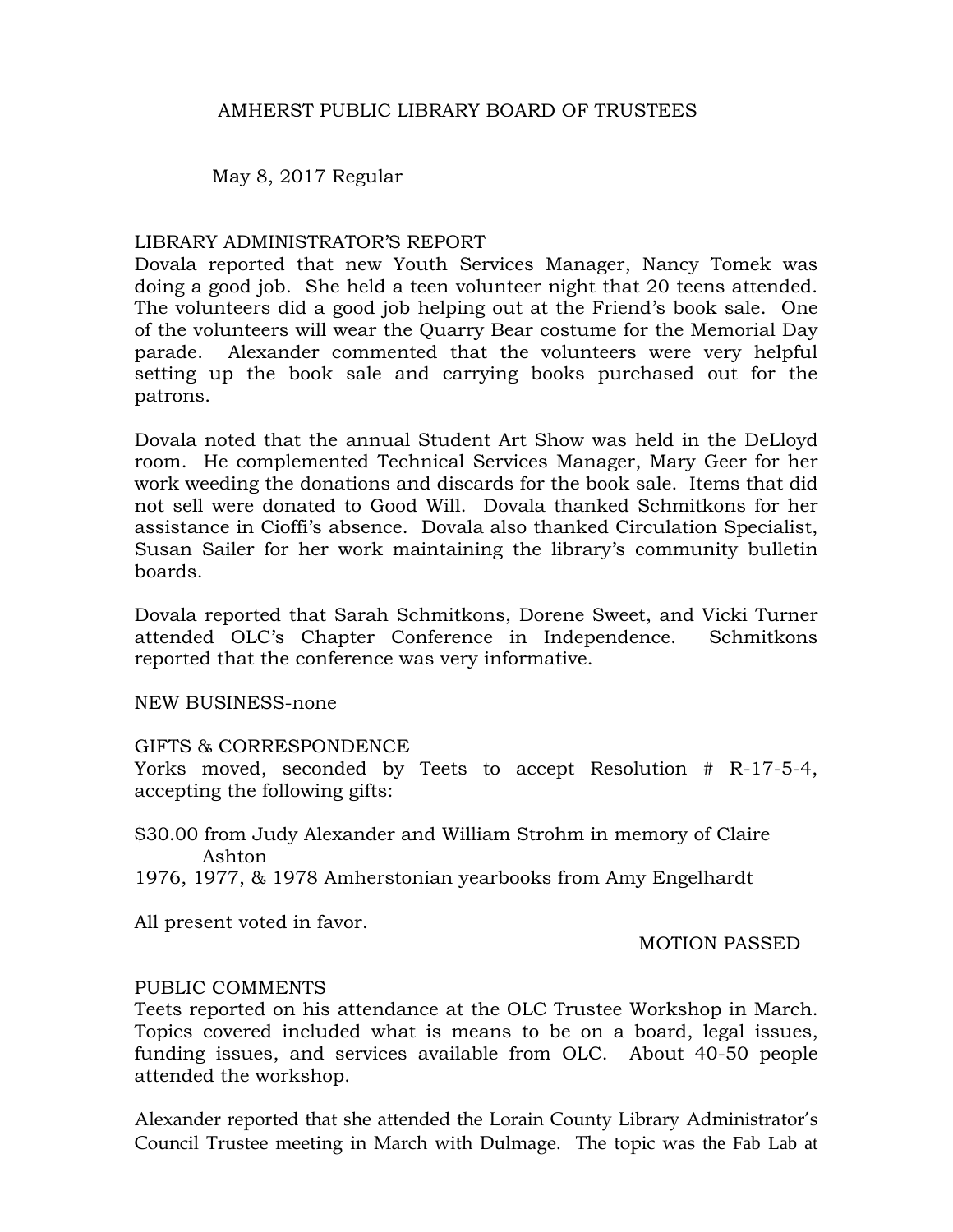AMHERST PUBLIC LIBRARY BOARD OF TRUSTEES

May 8, 2017 Regular

LIBRARY ADMINISTRATOR'S REPORT

Dovala reported that new Youth Services Manager, Nancy Tomek was doing a good job. She held a teen volunteer night that 20 teens attended. The volunteers did a good job helping out at the Friend's book sale. One of the volunteers will wear the Quarry Bear costume for the Memorial Day parade. Alexander commented that the volunteers were very helpful setting up the book sale and carrying books purchased out for the patrons.

Dovala noted that the annual Student Art Show was held in the DeLloyd room. He complemented Technical Services Manager, Mary Geer for her work weeding the donations and discards for the book sale. Items that did not sell were donated to Good Will. Dovala thanked Schmitkons for her assistance in Cioffi's absence. Dovala also thanked Circulation Specialist, Susan Sailer for her work maintaining the library's community bulletin boards.

Dovala reported that Sarah Schmitkons, Dorene Sweet, and Vicki Turner attended OLC's Chapter Conference in Independence. Schmitkons reported that the conference was very informative.

NEW BUSINESS-none

GIFTS & CORRESPONDENCE

Yorks moved, seconded by Teets to accept Resolution # R-17-5-4, accepting the following gifts:

$30.00 from Judy Alexander and William Strohm in memory of Claire Ashton

1976, 1977, & 1978 Amherstonian yearbooks from Amy Engelhardt

All present voted in favor.

MOTION PASSED

PUBLIC COMMENTS

Teets reported on his attendance at the OLC Trustee Workshop in March. Topics covered included what is means to be on a board, legal issues, funding issues, and services available from OLC. About 40-50 people attended the workshop.

Alexander reported that she attended the Lorain County Library Administrator's Council Trustee meeting in March with Dulmage. The topic was the Fab Lab at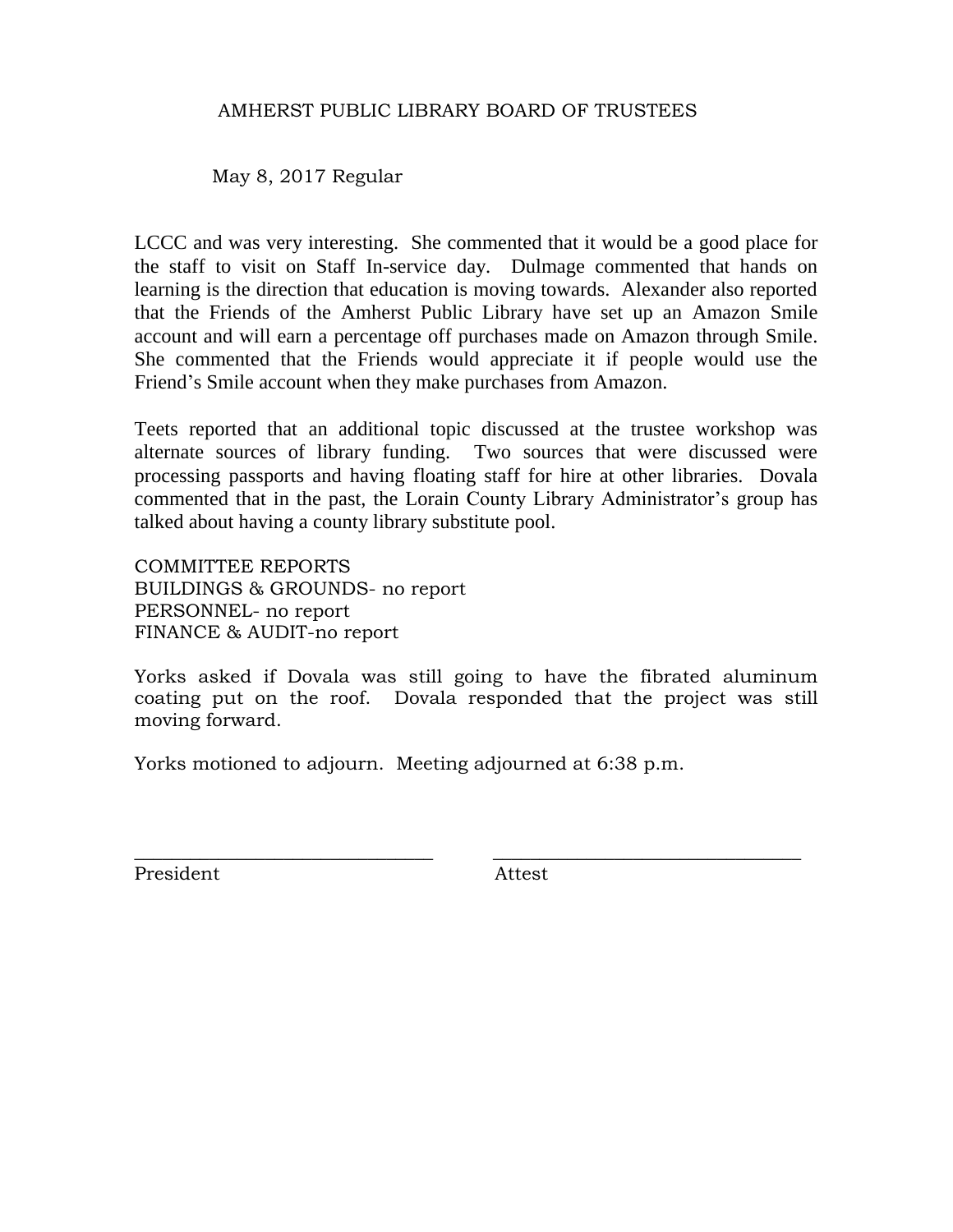AMHERST PUBLIC LIBRARY BOARD OF TRUSTEES

May 8, 2017 Regular

LCCC and was very interesting. She commented that it would be a good place for the staff to visit on Staff In-service day. Dulmage commented that hands on learning is the direction that education is moving towards. Alexander also reported that the Friends of the Amherst Public Library have set up an Amazon Smile account and will earn a percentage off purchases made on Amazon through Smile. She commented that the Friends would appreciate it if people would use the Friend's Smile account when they make purchases from Amazon.

Teets reported that an additional topic discussed at the trustee workshop was alternate sources of library funding. Two sources that were discussed were processing passports and having floating staff for hire at other libraries. Dovala commented that in the past, the Lorain County Library Administrator's group has talked about having a county library substitute pool.

COMMITTEE REPORTS
BUILDINGS & GROUNDS- no report
PERSONNEL- no report
FINANCE & AUDIT-no report

Yorks asked if Dovala was still going to have the fibrated aluminum coating put on the roof. Dovala responded that the project was still moving forward.

Yorks motioned to adjourn. Meeting adjourned at 6:38 p.m.

_______________________________ _______________________________
President Attest